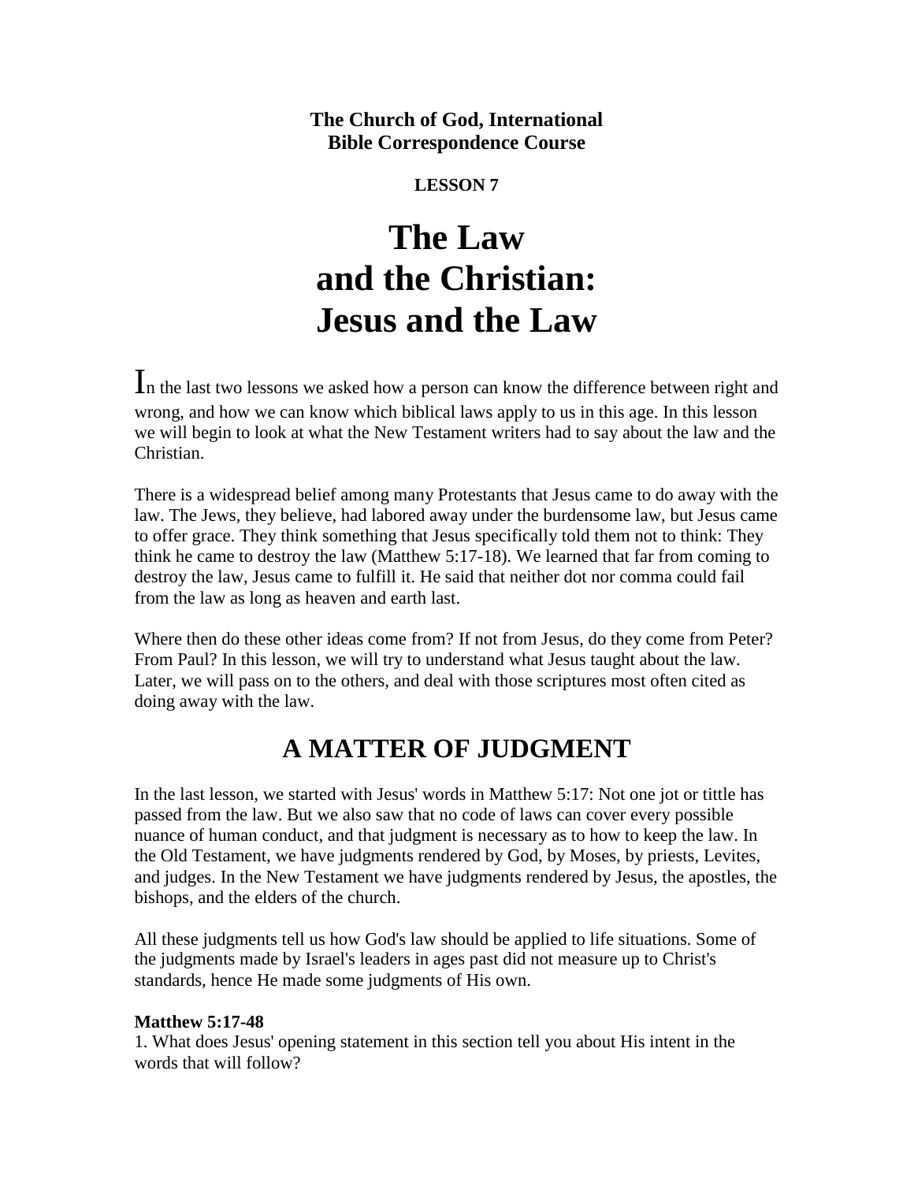**The Church of God, International**
**Bible Correspondence Course**

**LESSON 7**

# The Law and the Christian: Jesus and the Law

In the last two lessons we asked how a person can know the difference between right and wrong, and how we can know which biblical laws apply to us in this age. In this lesson we will begin to look at what the New Testament writers had to say about the law and the Christian.

There is a widespread belief among many Protestants that Jesus came to do away with the law. The Jews, they believe, had labored away under the burdensome law, but Jesus came to offer grace. They think something that Jesus specifically told them not to think: They think he came to destroy the law (Matthew 5:17-18). We learned that far from coming to destroy the law, Jesus came to fulfill it. He said that neither dot nor comma could fail from the law as long as heaven and earth last.

Where then do these other ideas come from? If not from Jesus, do they come from Peter? From Paul? In this lesson, we will try to understand what Jesus taught about the law. Later, we will pass on to the others, and deal with those scriptures most often cited as doing away with the law.

## A MATTER OF JUDGMENT

In the last lesson, we started with Jesus' words in Matthew 5:17: Not one jot or tittle has passed from the law. But we also saw that no code of laws can cover every possible nuance of human conduct, and that judgment is necessary as to how to keep the law. In the Old Testament, we have judgments rendered by God, by Moses, by priests, Levites, and judges. In the New Testament we have judgments rendered by Jesus, the apostles, the bishops, and the elders of the church.

All these judgments tell us how God's law should be applied to life situations. Some of the judgments made by Israel's leaders in ages past did not measure up to Christ's standards, hence He made some judgments of His own.

**Matthew 5:17-48**
1. What does Jesus' opening statement in this section tell you about His intent in the words that will follow?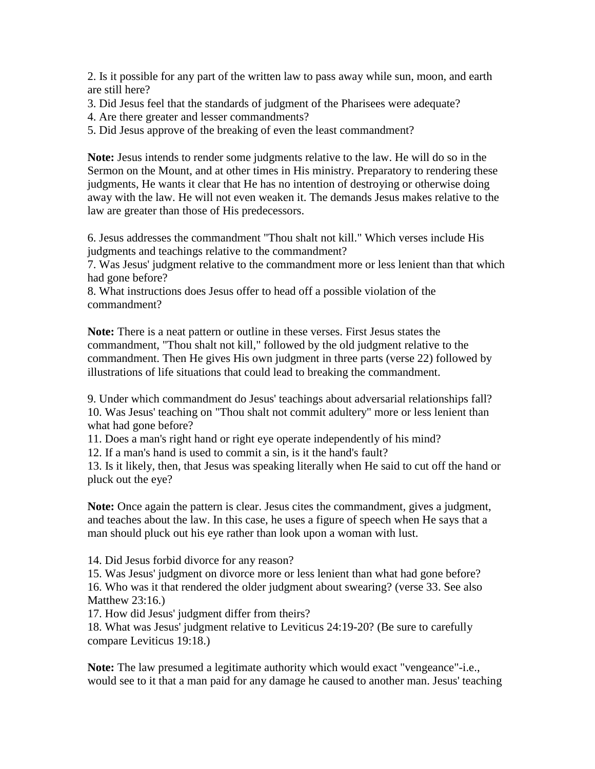2. Is it possible for any part of the written law to pass away while sun, moon, and earth are still here?
3. Did Jesus feel that the standards of judgment of the Pharisees were adequate?
4. Are there greater and lesser commandments?
5. Did Jesus approve of the breaking of even the least commandment?

**Note:** Jesus intends to render some judgments relative to the law. He will do so in the Sermon on the Mount, and at other times in His ministry. Preparatory to rendering these judgments, He wants it clear that He has no intention of destroying or otherwise doing away with the law. He will not even weaken it. The demands Jesus makes relative to the law are greater than those of His predecessors.

6. Jesus addresses the commandment "Thou shalt not kill." Which verses include His judgments and teachings relative to the commandment?
7. Was Jesus' judgment relative to the commandment more or less lenient than that which had gone before?
8. What instructions does Jesus offer to head off a possible violation of the commandment?

**Note:** There is a neat pattern or outline in these verses. First Jesus states the commandment, "Thou shalt not kill," followed by the old judgment relative to the commandment. Then He gives His own judgment in three parts (verse 22) followed by illustrations of life situations that could lead to breaking the commandment.

9. Under which commandment do Jesus' teachings about adversarial relationships fall?
10. Was Jesus' teaching on "Thou shalt not commit adultery" more or less lenient than what had gone before?
11. Does a man's right hand or right eye operate independently of his mind?
12. If a man's hand is used to commit a sin, is it the hand's fault?
13. Is it likely, then, that Jesus was speaking literally when He said to cut off the hand or pluck out the eye?

**Note:** Once again the pattern is clear. Jesus cites the commandment, gives a judgment, and teaches about the law. In this case, he uses a figure of speech when He says that a man should pluck out his eye rather than look upon a woman with lust.

14. Did Jesus forbid divorce for any reason?
15. Was Jesus' judgment on divorce more or less lenient than what had gone before?
16. Who was it that rendered the older judgment about swearing? (verse 33. See also Matthew 23:16.)
17. How did Jesus' judgment differ from theirs?
18. What was Jesus' judgment relative to Leviticus 24:19-20? (Be sure to carefully compare Leviticus 19:18.)

**Note:** The law presumed a legitimate authority which would exact "vengeance"-i.e., would see to it that a man paid for any damage he caused to another man. Jesus' teaching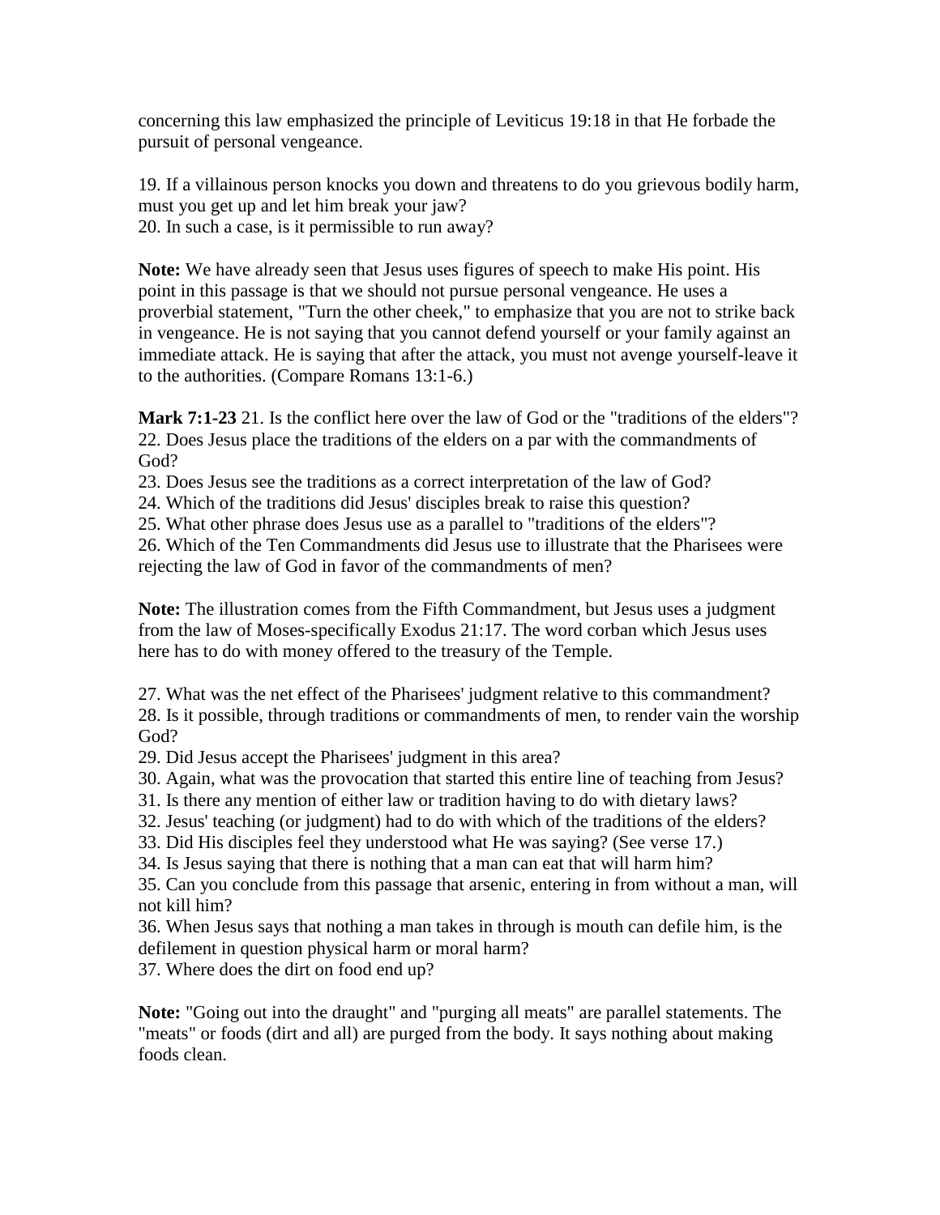concerning this law emphasized the principle of Leviticus 19:18 in that He forbade the pursuit of personal vengeance.

19. If a villainous person knocks you down and threatens to do you grievous bodily harm, must you get up and let him break your jaw?
20. In such a case, is it permissible to run away?

**Note:** We have already seen that Jesus uses figures of speech to make His point. His point in this passage is that we should not pursue personal vengeance. He uses a proverbial statement, "Turn the other cheek," to emphasize that you are not to strike back in vengeance. He is not saying that you cannot defend yourself or your family against an immediate attack. He is saying that after the attack, you must not avenge yourself-leave it to the authorities. (Compare Romans 13:1-6.)

**Mark 7:1-23** 21. Is the conflict here over the law of God or the "traditions of the elders"?
22. Does Jesus place the traditions of the elders on a par with the commandments of God?
23. Does Jesus see the traditions as a correct interpretation of the law of God?
24. Which of the traditions did Jesus' disciples break to raise this question?
25. What other phrase does Jesus use as a parallel to "traditions of the elders"?
26. Which of the Ten Commandments did Jesus use to illustrate that the Pharisees were rejecting the law of God in favor of the commandments of men?

**Note:** The illustration comes from the Fifth Commandment, but Jesus uses a judgment from the law of Moses-specifically Exodus 21:17. The word corban which Jesus uses here has to do with money offered to the treasury of the Temple.

27. What was the net effect of the Pharisees' judgment relative to this commandment?
28. Is it possible, through traditions or commandments of men, to render vain the worship God?
29. Did Jesus accept the Pharisees' judgment in this area?
30. Again, what was the provocation that started this entire line of teaching from Jesus?
31. Is there any mention of either law or tradition having to do with dietary laws?
32. Jesus' teaching (or judgment) had to do with which of the traditions of the elders?
33. Did His disciples feel they understood what He was saying? (See verse 17.)
34. Is Jesus saying that there is nothing that a man can eat that will harm him?
35. Can you conclude from this passage that arsenic, entering in from without a man, will not kill him?
36. When Jesus says that nothing a man takes in through is mouth can defile him, is the defilement in question physical harm or moral harm?
37. Where does the dirt on food end up?

**Note:** "Going out into the draught" and "purging all meats" are parallel statements. The "meats" or foods (dirt and all) are purged from the body. It says nothing about making foods clean.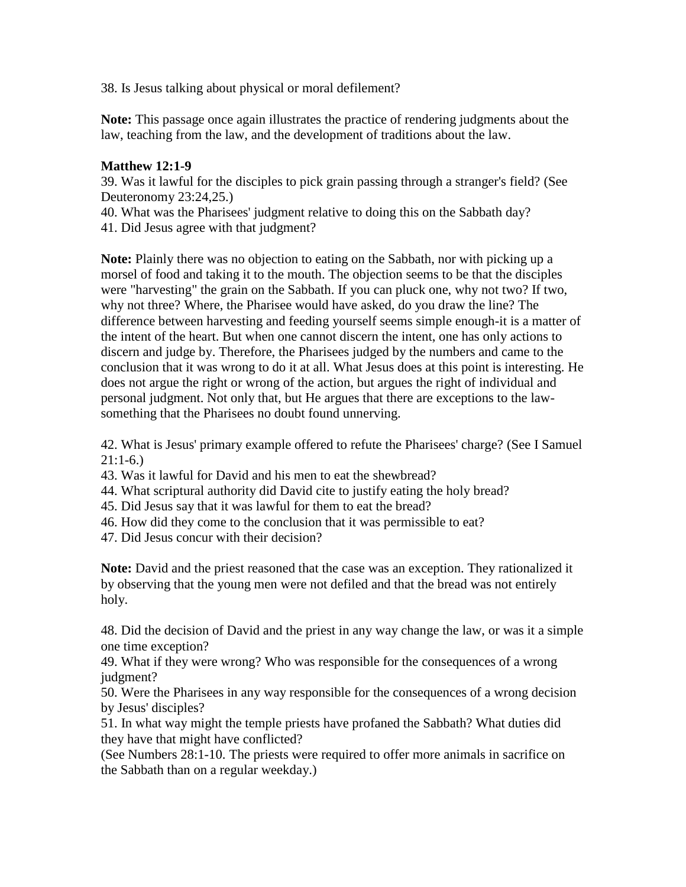38. Is Jesus talking about physical or moral defilement?

**Note:** This passage once again illustrates the practice of rendering judgments about the law, teaching from the law, and the development of traditions about the law.

**Matthew 12:1-9**

39. Was it lawful for the disciples to pick grain passing through a stranger's field? (See Deuteronomy 23:24,25.)
40. What was the Pharisees' judgment relative to doing this on the Sabbath day?
41. Did Jesus agree with that judgment?

**Note:** Plainly there was no objection to eating on the Sabbath, nor with picking up a morsel of food and taking it to the mouth. The objection seems to be that the disciples were "harvesting" the grain on the Sabbath. If you can pluck one, why not two? If two, why not three? Where, the Pharisee would have asked, do you draw the line? The difference between harvesting and feeding yourself seems simple enough-it is a matter of the intent of the heart. But when one cannot discern the intent, one has only actions to discern and judge by. Therefore, the Pharisees judged by the numbers and came to the conclusion that it was wrong to do it at all. What Jesus does at this point is interesting. He does not argue the right or wrong of the action, but argues the right of individual and personal judgment. Not only that, but He argues that there are exceptions to the law-something that the Pharisees no doubt found unnerving.

42. What is Jesus' primary example offered to refute the Pharisees' charge? (See I Samuel 21:1-6.)
43. Was it lawful for David and his men to eat the shewbread?
44. What scriptural authority did David cite to justify eating the holy bread?
45. Did Jesus say that it was lawful for them to eat the bread?
46. How did they come to the conclusion that it was permissible to eat?
47. Did Jesus concur with their decision?

**Note:** David and the priest reasoned that the case was an exception. They rationalized it by observing that the young men were not defiled and that the bread was not entirely holy.

48. Did the decision of David and the priest in any way change the law, or was it a simple one time exception?
49. What if they were wrong? Who was responsible for the consequences of a wrong judgment?
50. Were the Pharisees in any way responsible for the consequences of a wrong decision by Jesus' disciples?
51. In what way might the temple priests have profaned the Sabbath? What duties did they have that might have conflicted?
(See Numbers 28:1-10. The priests were required to offer more animals in sacrifice on the Sabbath than on a regular weekday.)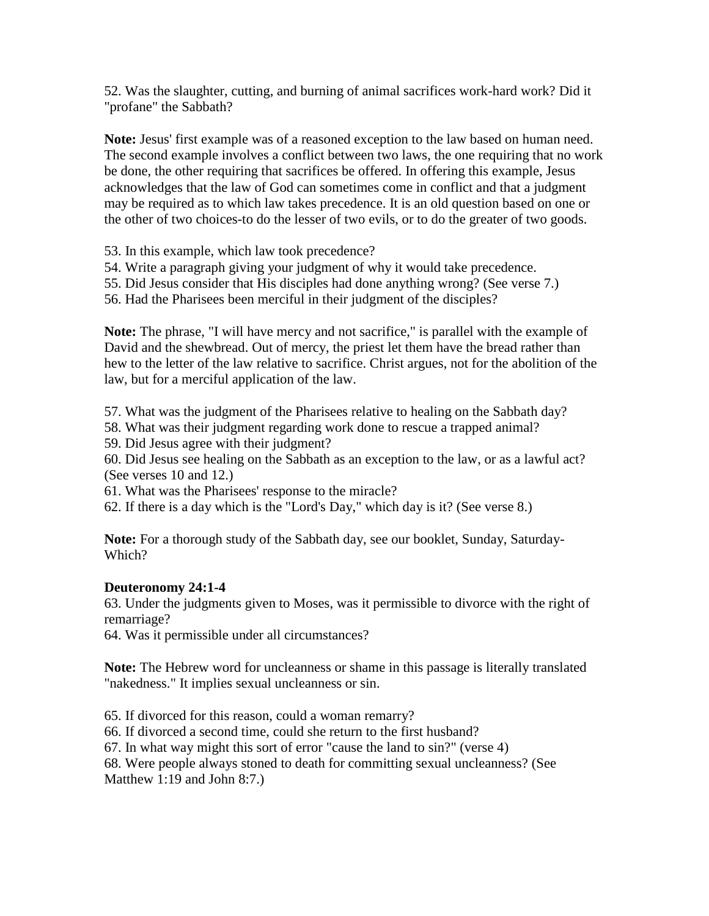52. Was the slaughter, cutting, and burning of animal sacrifices work-hard work? Did it "profane" the Sabbath?

**Note:** Jesus' first example was of a reasoned exception to the law based on human need. The second example involves a conflict between two laws, the one requiring that no work be done, the other requiring that sacrifices be offered. In offering this example, Jesus acknowledges that the law of God can sometimes come in conflict and that a judgment may be required as to which law takes precedence. It is an old question based on one or the other of two choices-to do the lesser of two evils, or to do the greater of two goods.

53. In this example, which law took precedence?
54. Write a paragraph giving your judgment of why it would take precedence.
55. Did Jesus consider that His disciples had done anything wrong? (See verse 7.)
56. Had the Pharisees been merciful in their judgment of the disciples?

**Note:** The phrase, "I will have mercy and not sacrifice," is parallel with the example of David and the shewbread. Out of mercy, the priest let them have the bread rather than hew to the letter of the law relative to sacrifice. Christ argues, not for the abolition of the law, but for a merciful application of the law.

57. What was the judgment of the Pharisees relative to healing on the Sabbath day?
58. What was their judgment regarding work done to rescue a trapped animal?
59. Did Jesus agree with their judgment?
60. Did Jesus see healing on the Sabbath as an exception to the law, or as a lawful act? (See verses 10 and 12.)
61. What was the Pharisees' response to the miracle?
62. If there is a day which is the "Lord's Day," which day is it? (See verse 8.)

**Note:** For a thorough study of the Sabbath day, see our booklet, Sunday, Saturday-Which?

**Deuteronomy 24:1-4**

63. Under the judgments given to Moses, was it permissible to divorce with the right of remarriage?
64. Was it permissible under all circumstances?

**Note:** The Hebrew word for uncleanness or shame in this passage is literally translated "nakedness." It implies sexual uncleanness or sin.

65. If divorced for this reason, could a woman remarry?
66. If divorced a second time, could she return to the first husband?
67. In what way might this sort of error "cause the land to sin?" (verse 4)
68. Were people always stoned to death for committing sexual uncleanness? (See Matthew 1:19 and John 8:7.)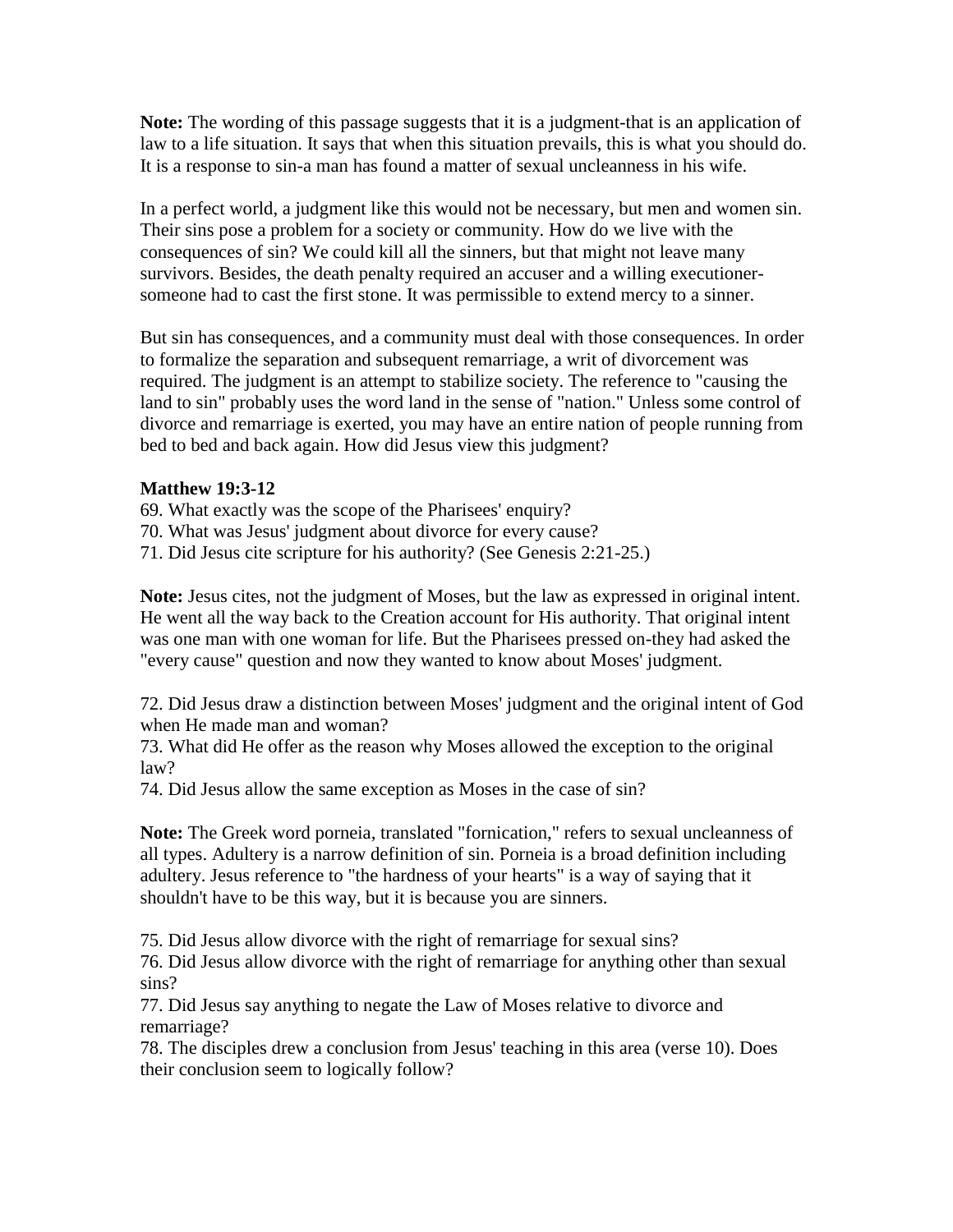**Note:** The wording of this passage suggests that it is a judgment-that is an application of law to a life situation. It says that when this situation prevails, this is what you should do. It is a response to sin-a man has found a matter of sexual uncleanness in his wife.

In a perfect world, a judgment like this would not be necessary, but men and women sin. Their sins pose a problem for a society or community. How do we live with the consequences of sin? We could kill all the sinners, but that might not leave many survivors. Besides, the death penalty required an accuser and a willing executioner-someone had to cast the first stone. It was permissible to extend mercy to a sinner.

But sin has consequences, and a community must deal with those consequences. In order to formalize the separation and subsequent remarriage, a writ of divorcement was required. The judgment is an attempt to stabilize society. The reference to "causing the land to sin" probably uses the word land in the sense of "nation." Unless some control of divorce and remarriage is exerted, you may have an entire nation of people running from bed to bed and back again. How did Jesus view this judgment?

**Matthew 19:3-12**

69. What exactly was the scope of the Pharisees' enquiry?
70. What was Jesus' judgment about divorce for every cause?
71. Did Jesus cite scripture for his authority? (See Genesis 2:21-25.)

**Note:** Jesus cites, not the judgment of Moses, but the law as expressed in original intent. He went all the way back to the Creation account for His authority. That original intent was one man with one woman for life. But the Pharisees pressed on-they had asked the "every cause" question and now they wanted to know about Moses' judgment.

72. Did Jesus draw a distinction between Moses' judgment and the original intent of God when He made man and woman?
73. What did He offer as the reason why Moses allowed the exception to the original law?
74. Did Jesus allow the same exception as Moses in the case of sin?

**Note:** The Greek word porneia, translated "fornication," refers to sexual uncleanness of all types. Adultery is a narrow definition of sin. Porneia is a broad definition including adultery. Jesus reference to "the hardness of your hearts" is a way of saying that it shouldn't have to be this way, but it is because you are sinners.

75. Did Jesus allow divorce with the right of remarriage for sexual sins?
76. Did Jesus allow divorce with the right of remarriage for anything other than sexual sins?
77. Did Jesus say anything to negate the Law of Moses relative to divorce and remarriage?
78. The disciples drew a conclusion from Jesus' teaching in this area (verse 10). Does their conclusion seem to logically follow?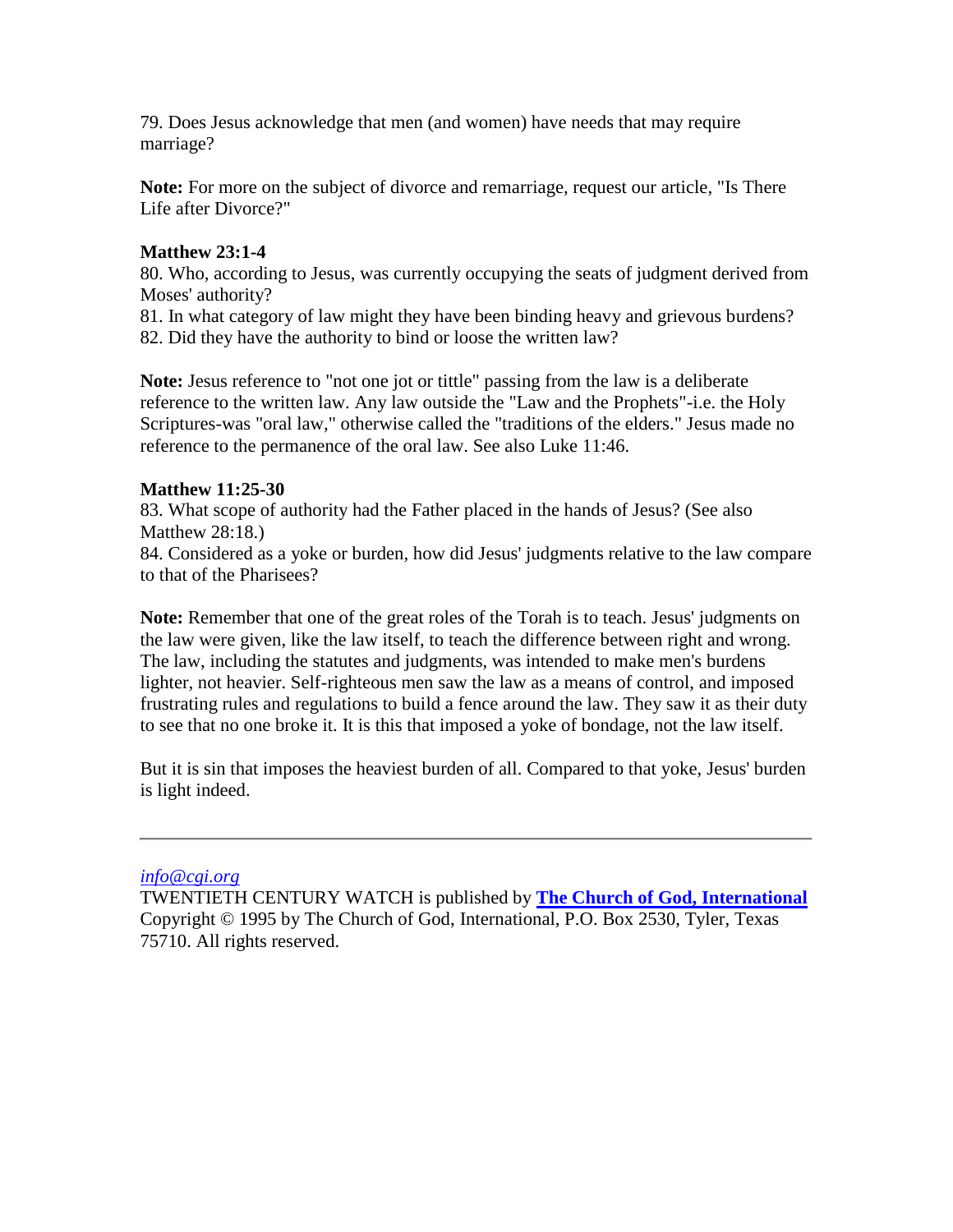79. Does Jesus acknowledge that men (and women) have needs that may require marriage?

**Note:** For more on the subject of divorce and remarriage, request our article, "Is There Life after Divorce?"

**Matthew 23:1-4**

80. Who, according to Jesus, was currently occupying the seats of judgment derived from Moses' authority?

81. In what category of law might they have been binding heavy and grievous burdens?

82. Did they have the authority to bind or loose the written law?

**Note:** Jesus reference to "not one jot or tittle" passing from the law is a deliberate reference to the written law. Any law outside the "Law and the Prophets"-i.e. the Holy Scriptures-was "oral law," otherwise called the "traditions of the elders." Jesus made no reference to the permanence of the oral law. See also Luke 11:46.

**Matthew 11:25-30**

83. What scope of authority had the Father placed in the hands of Jesus? (See also Matthew 28:18.)

84. Considered as a yoke or burden, how did Jesus' judgments relative to the law compare to that of the Pharisees?

**Note:** Remember that one of the great roles of the Torah is to teach. Jesus' judgments on the law were given, like the law itself, to teach the difference between right and wrong. The law, including the statutes and judgments, was intended to make men's burdens lighter, not heavier. Self-righteous men saw the law as a means of control, and imposed frustrating rules and regulations to build a fence around the law. They saw it as their duty to see that no one broke it. It is this that imposed a yoke of bondage, not the law itself.

But it is sin that imposes the heaviest burden of all. Compared to that yoke, Jesus' burden is light indeed.

---

*info@cgi.org*

TWENTIETH CENTURY WATCH is published by **The Church of God, International**

Copyright © 1995 by The Church of God, International, P.O. Box 2530, Tyler, Texas 75710. All rights reserved.